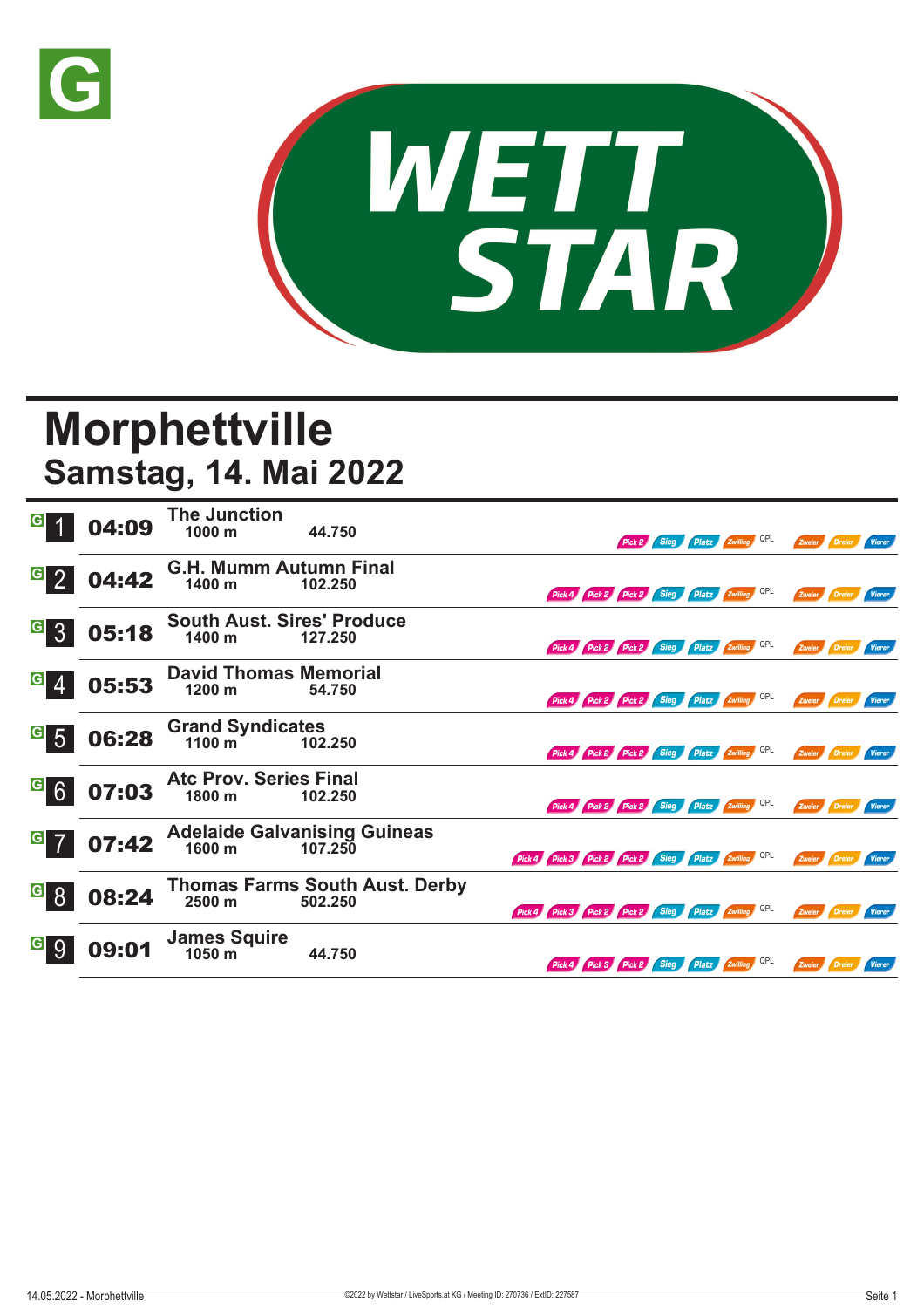# Morphettville

## Samstag, 14. Mai 2022

| Nr. | Zeit | Rennen | Distanz | Preisgeld | Wetten |
|---|---|---|---|---|---|
| 1 | 04:09 | The Junction | 1000 m | 44.750 | Pick 2, Sieg, Platz, Zwilling, QPL, Zweier, Dreier, Vierer |
| 2 | 04:42 | G.H. Mumm Autumn Final | 1400 m | 102.250 | Pick 4, Pick 2, Pick 2, Sieg, Platz, Zwilling, QPL, Zweier, Dreier, Vierer |
| 3 | 05:18 | South Aust. Sires' Produce | 1400 m | 127.250 | Pick 4, Pick 2, Pick 2, Sieg, Platz, Zwilling, QPL, Zweier, Dreier, Vierer |
| 4 | 05:53 | David Thomas Memorial | 1200 m | 54.750 | Pick 4, Pick 2, Pick 2, Sieg, Platz, Zwilling, QPL, Zweier, Dreier, Vierer |
| 5 | 06:28 | Grand Syndicates | 1100 m | 102.250 | Pick 4, Pick 2, Pick 2, Sieg, Platz, Zwilling, QPL, Zweier, Dreier, Vierer |
| 6 | 07:03 | Atc Prov. Series Final | 1800 m | 102.250 | Pick 4, Pick 2, Pick 2, Sieg, Platz, Zwilling, QPL, Zweier, Dreier, Vierer |
| 7 | 07:42 | Adelaide Galvanising Guineas | 1600 m | 107.250 | Pick 4, Pick 3, Pick 2, Pick 2, Sieg, Platz, Zwilling, QPL, Zweier, Dreier, Vierer |
| 8 | 08:24 | Thomas Farms South Aust. Derby | 2500 m | 502.250 | Pick 4, Pick 3, Pick 2, Pick 2, Sieg, Platz, Zwilling, QPL, Zweier, Dreier, Vierer |
| 9 | 09:01 | James Squire | 1050 m | 44.750 | Pick 4, Pick 3, Pick 2, Sieg, Platz, Zwilling, QPL, Zweier, Dreier, Vierer |

14.05.2022 - Morphettville

©2022 by Wettstar / LiveSports.at KG / Meeting ID: 270736 / ExtID: 227587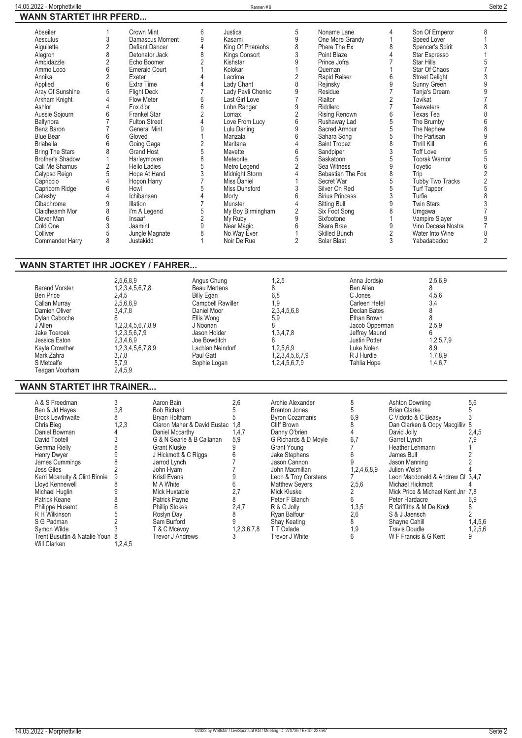## WANN STARTET IHR PFERD...

| Pferd | Rennen | Pferd | Rennen | Pferd | Rennen | Pferd | Rennen | Pferd | Rennen |
|---|---|---|---|---|---|---|---|---|---|
| Abseiler | 1 | Crown Mint | 6 | Justica | 5 | Noname Lane | 4 | Son Of Emperor | 8 |
| Aesculus | 3 | Damascus Moment | 9 | Kasami | 9 | One More Grandy | 1 | Speed Lover | 1 |
| Aiguilette | 2 | Defiant Dancer | 4 | King Of Pharaohs | 8 | Phere The Ex | 8 | Spencer's Spirit | 3 |
| Alegron | 8 | Detonator Jack | 8 | Kings Consort | 3 | Point Blaze | 4 | Star Espresso | 1 |
| Ambidazzle | 2 | Echo Boomer | 2 | Kishstar | 9 | Prince Jofra | 7 | Star Hills | 5 |
| Ammo Loco | 6 | Emerald Court | 1 | Kolokar | 1 | Queman | 1 | Star Of Chaos | 7 |
| Annika | 2 | Exeter | 4 | Lacrima | 2 | Rapid Raiser | 6 | Street Delight | 3 |
| Applied | 6 | Extra Time | 4 | Lady Chant | 8 | Rejinsky | 9 | Sunny Green | 9 |
| Aray Of Sunshine | 5 | Flight Deck | 7 | Lady Pavli Chenko | 9 | Residue | 7 | Tanja's Dream | 9 |
| Arkham Knight | 4 | Flow Meter | 6 | Last Girl Love | 7 | Rialtor | 2 | Tavikat | 7 |
| Ashlor | 4 | Fox d'or | 6 | Lohn Ranger | 9 | Riddlero | 7 | Teewaters | 8 |
| Aussie Sojourn | 6 | Frankel Star | 2 | Lomax | 2 | Rising Renown | 6 | Texas Tea | 8 |
| Ballynora | 7 | Fulton Street | 4 | Love From Lucy | 6 | Rushaway Lad | 5 | The Brumby | 6 |
| Benz Baron | 7 | General Mint | 9 | Lulu Darling | 9 | Sacred Armour | 5 | The Nephew | 8 |
| Blue Bear | 6 | Gloved | 1 | Manzala | 6 | Sahara Song | 5 | The Partisan | 9 |
| Briabella | 6 | Going Gaga | 2 | Maritana | 4 | Saint Tropez | 8 | Thrill Kill | 6 |
| Bring The Stars | 8 | Grand Host | 5 | Mavette | 6 | Sandpiper | 3 | Toff Love | 5 |
| Brother's Shadow | 1 | Harleymoven | 8 | Meteorite | 5 | Saskatoon | 5 | Toorak Warrior | 5 |
| Call Me Shamus | 2 | Hello Ladies | 5 | Metro Legend | 2 | Sea Witness | 9 | Toyetic | 6 |
| Calypso Reign | 5 | Hope At Hand | 3 | Midnight Storm | 4 | Sebastian The Fox | 8 | Trip | 2 |
| Capriccio | 4 | Hopon Harry | 7 | Miss Daniel | 1 | Secret War | 5 | Tubby Two Tracks | 2 |
| Capricorn Ridge | 6 | Howl | 5 | Miss Dunsford | 3 | Silver On Red | 5 | Turf Tapper | 5 |
| Catesby | 4 | Ichibansan | 4 | Morty | 6 | Sirius Princess | 3 | Turfie | 8 |
| Cibachrome | 9 | Illation | 7 | Munster | 4 | Sitting Bull | 9 | Twin Stars | 3 |
| Claidheamh Mor | 8 | I'm A Legend | 5 | My Boy Birmingham | 2 | Six Foot Song | 8 | Umgawa | 7 |
| Clever Man | 6 | Insaaf | 2 | My Ruby | 9 | Sixfootone | 1 | Vampire Slayer | 9 |
| Cold One | 3 | Jaamint | 9 | Near Magic | 6 | Skara Brae | 9 | Vino Decasa Nostra | 7 |
| Colliver | 5 | Jungle Magnate | 8 | No Way Ever | 1 | Skilled Bunch | 2 | Water Into Wine | 8 |
| Commander Harry | 8 | Justakidd | 1 | Noir De Rue | 2 | Solar Blast | 3 | Yabadabadoo | 2 |

## WANN STARTET IHR JOCKEY / FAHRER...

| Jockey | Rennen | Jockey | Rennen | Jockey | Rennen |
|---|---|---|---|---|---|
| | 2,5,6,8,9 | Angus Chung | 1,2,5 | Anna Jordsjo | 2,5,6,9 |
| Barend Vorster | 1,2,3,4,5,6,7,8 | Beau Mertens | 8 | Ben Allen | 8 |
| Ben Price | 2,4,5 | Billy Egan | 6,8 | C Jones | 4,5,6 |
| Callan Murray | 2,5,6,8,9 | Campbell Rawiller | 1,9 | Carleen Hefel | 3,4 |
| Damien Oliver | 3,4,7,8 | Daniel Moor | 2,3,4,5,6,8 | Declan Bates | 8 |
| Dylan Caboche | 6 | Ellis Wong | 5,9 | Ethan Brown | 8 |
| J Allen | 1,2,3,4,5,6,7,8,9 | J Noonan | 8 | Jacob Opperman | 2,5,9 |
| Jake Toeroek | 1,2,3,5,6,7,9 | Jason Holder | 1,3,4,7,8 | Jeffrey Maund | 6 |
| Jessica Eaton | 2,3,4,6,9 | Joe Bowditch | 8 | Justin Potter | 1,2,5,7,9 |
| Kayla Crowther | 1,2,3,4,5,6,7,8,9 | Lachlan Neindorf | 1,2,5,6,9 | Luke Nolen | 8,9 |
| Mark Zahra | 3,7,8 | Paul Gatt | 1,2,3,4,5,6,7,9 | R J Hurdle | 1,7,8,9 |
| S Metcalfe | 5,7,9 | Sophie Logan | 1,2,4,5,6,7,9 | Tahlia Hope | 1,4,6,7 |
| Teagan Voorham | 2,4,5,9 | | | | |

## WANN STARTET IHR TRAINER...

| Trainer | Rennen | Trainer | Rennen | Trainer | Rennen | Trainer | Rennen |
|---|---|---|---|---|---|---|---|
| A & S Freedman | 3 | Aaron Bain | 2,6 | Archie Alexander | 8 | Ashton Downing | 5,6 |
| Ben & Jd Hayes | 3,8 | Bob Richard | 5 | Brenton Jones | 5 | Brian Clarke | 5 |
| Brock Lewthwaite | 8 | Bryan Holtham | 5 | Byron Cozamanis | 6,9 | C Vidotto & C Beasy | 3 |
| Chris Bieg | 1,2,3 | Ciaron Maher & David Eustac | 1,8 | Cliff Brown | 8 | Dan Clarken & Oopy Macgilliv | 8 |
| Daniel Bowman | 4 | Daniel Mccarthy | 1,4,7 | Danny O'brien | 4 | David Jolly | 2,4,5 |
| David Tootell | 3 | G & N Searle & B Callanan | 5,9 | G Richards & D Moyle | 6,7 | Garret Lynch | 7,9 |
| Gemma Rielly | 8 | Grant Kluske | 9 | Grant Young | 7 | Heather Lehmann | 1 |
| Henry Dwyer | 9 | J Hickmott & C Riggs | 6 | Jake Stephens | 6 | James Bull | 2 |
| James Cummings | 8 | Jarrod Lynch | 7 | Jason Cannon | 9 | Jason Manning | 2 |
| Jess Giles | 2 | John Hyam | 7 | John Macmillan | 1,2,4,6,8,9 | Julien Welsh | 4 |
| Kerri Mcanulty & Clint Binnie | 9 | Kristi Evans | 9 | Leon & Troy Corstens | 7 | Leon Macdonald & Andrew Gl | 3,4,7 |
| Lloyd Kennewell | 8 | M A White | 6 | Matthew Seyers | 2,5,6 | Michael Hickmott | 4 |
| Michael Huglin | 9 | Mick Huxtable | 2,7 | Mick Kluske | 2 | Mick Price & Michael Kent Jnr | 7,8 |
| Patrick Keane | 8 | Patrick Payne | 8 | Peter F Blanch | 6 | Peter Hardacre | 6,9 |
| Philippe Huserot | 6 | Phillip Stokes | 2,4,7 | R & C Jolly | 1,3,5 | R Griffiths & M De Kock | 8 |
| R H Wilkinson | 5 | Roslyn Day | 8 | Ryan Balfour | 2,6 | S & J Jaensch | 2 |
| S G Padman | 2 | Sam Burford | 9 | Shay Keating | 8 | Shayne Cahill | 1,4,5,6 |
| Symon Wilde | 3 | T & C Mcevoy | 1,2,3,6,7,8 | T T Oxlade | 1,9 | Travis Doudle | 1,2,5,6 |
| Trent Busuttin & Natalie Youn | 8 | Trevor J Andrews | 3 | Trevor J White | 6 | W F Francis & G Kent | 9 |
| Will Clarken | 1,2,4,5 | | | | | | |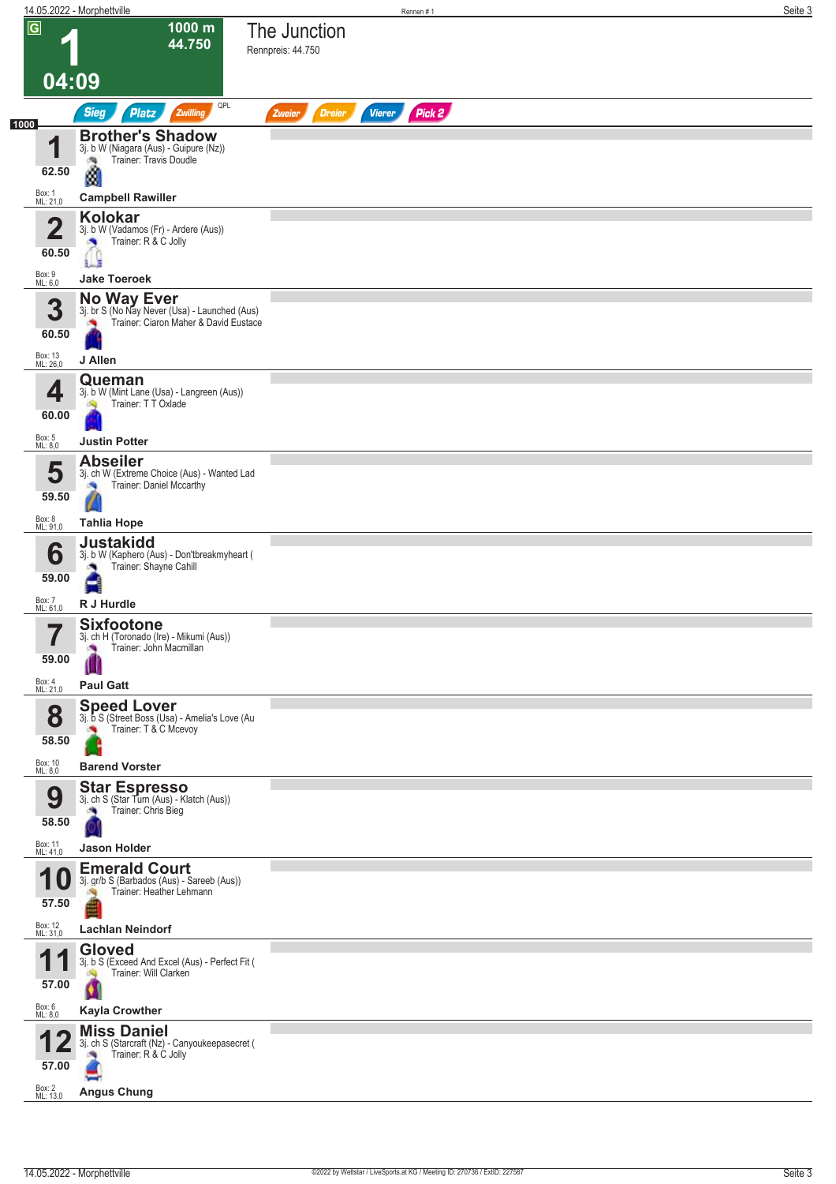# 1

**1000 m**
**44.750**

**04:09**

## The Junction

Rennpreis: 44.750

Sieg | Platz | Zwilling | QPL | Zweier | Dreier | Vierer | Pick 2

1000

| Nr. | Gewicht | Box / ML | Pferd | Abstammung | Trainer | Jockey |
|---|---|---|---|---|---|---|
| 1 | 62.50 | Box: 1, ML: 21,0 | **Brother's Shadow** | 3j. b W (Niagara (Aus) - Guipure (Nz)) | Trainer: Travis Doudle | **Campbell Rawiller** |
| 2 | 60.50 | Box: 9, ML: 6,0 | **Kolokar** | 3j. b W (Vadamos (Fr) - Ardere (Aus)) | Trainer: R & C Jolly | **Jake Toeroek** |
| 3 | 60.50 | Box: 13, ML: 26,0 | **No Way Ever** | 3j. br S (No Nay Never (Usa) - Launched (Aus)) | Trainer: Ciaron Maher & David Eustace | **J Allen** |
| 4 | 60.00 | Box: 5, ML: 8,0 | **Queman** | 3j. b W (Mint Lane (Usa) - Langreen (Aus)) | Trainer: T T Oxlade | **Justin Potter** |
| 5 | 59.50 | Box: 8, ML: 91,0 | **Abseiler** | 3j. ch W (Extreme Choice (Aus) - Wanted Lad | Trainer: Daniel Mccarthy | **Tahlia Hope** |
| 6 | 59.00 | Box: 7, ML: 61,0 | **Justakidd** | 3j. b W (Kaphero (Aus) - Don'tbreakmyheart ( | Trainer: Shayne Cahill | **R J Hurdle** |
| 7 | 59.00 | Box: 4, ML: 21,0 | **Sixfootone** | 3j. ch H (Toronado (Ire) - Mikumi (Aus)) | Trainer: John Macmillan | **Paul Gatt** |
| 8 | 58.50 | Box: 10, ML: 8,0 | **Speed Lover** | 3j. b S (Street Boss (Usa) - Amelia's Love (Au | Trainer: T & C Mcevoy | **Barend Vorster** |
| 9 | 58.50 | Box: 11, ML: 41,0 | **Star Espresso** | 3j. ch S (Star Turn (Aus) - Klatch (Aus)) | Trainer: Chris Bieg | **Jason Holder** |
| 10 | 57.50 | Box: 12, ML: 31,0 | **Emerald Court** | 3j. gr/b S (Barbados (Aus) - Sareeb (Aus)) | Trainer: Heather Lehmann | **Lachlan Neindorf** |
| 11 | 57.00 | Box: 6, ML: 8,0 | **Gloved** | 3j. b S (Exceed And Excel (Aus) - Perfect Fit ( | Trainer: Will Clarken | **Kayla Crowther** |
| 12 | 57.00 | Box: 2, ML: 13,0 | **Miss Daniel** | 3j. ch S (Starcraft (Nz) - Canyoukeepasecret ( | Trainer: R & C Jolly | **Angus Chung** |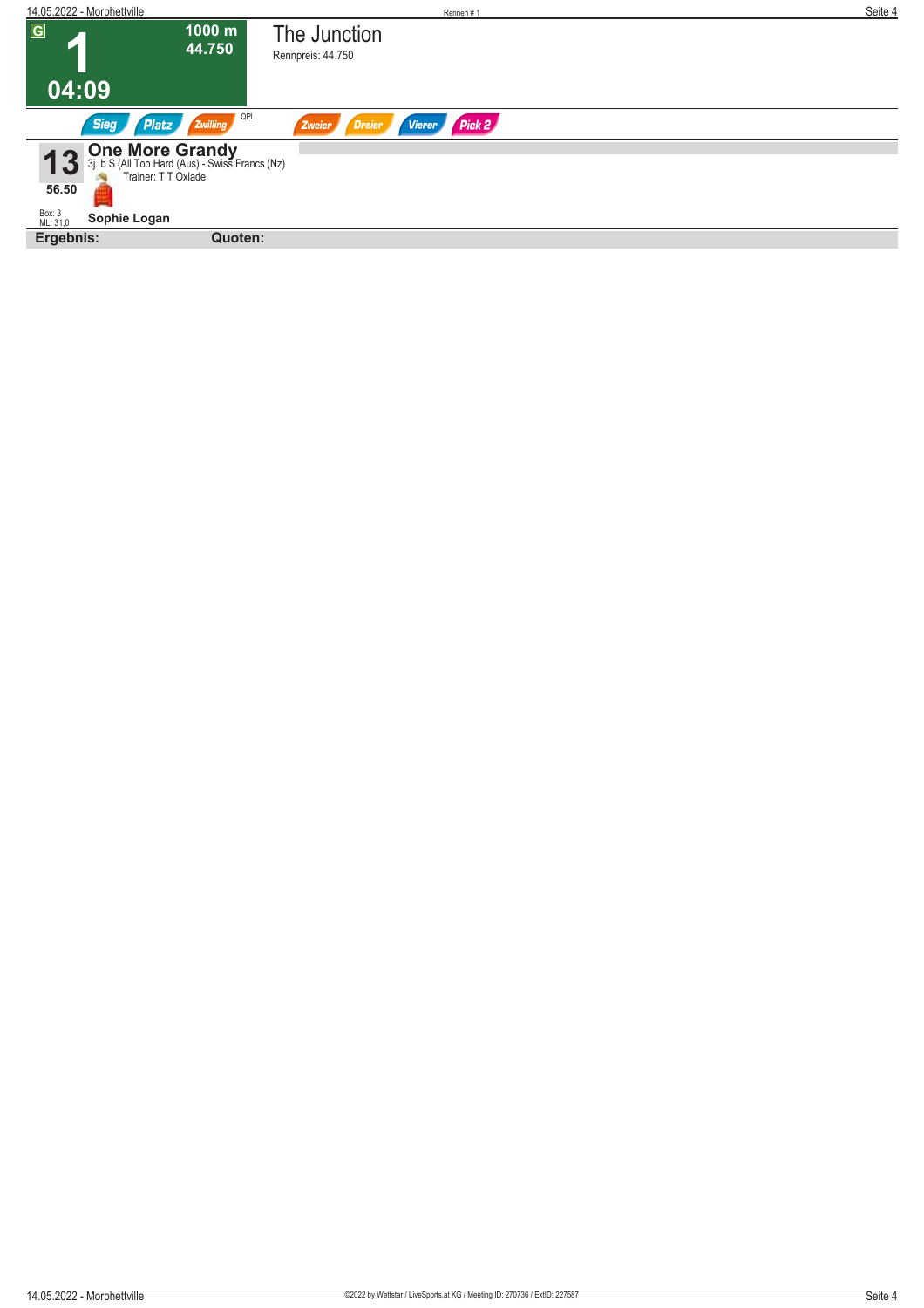G

# 1

1000 m
44.750

04:09

## The Junction

Rennpreis: 44.750

Sieg Platz Zwilling QPL Zweier Dreier Vierer Pick 2

**13** **One More Grandy**
3j. b S (All Too Hard (Aus) - Swiss Francs (Nz)
Trainer: T T Oxlade

56.50

Box: 3
ML: 31,0

**Sophie Logan**

**Ergebnis:** **Quoten:**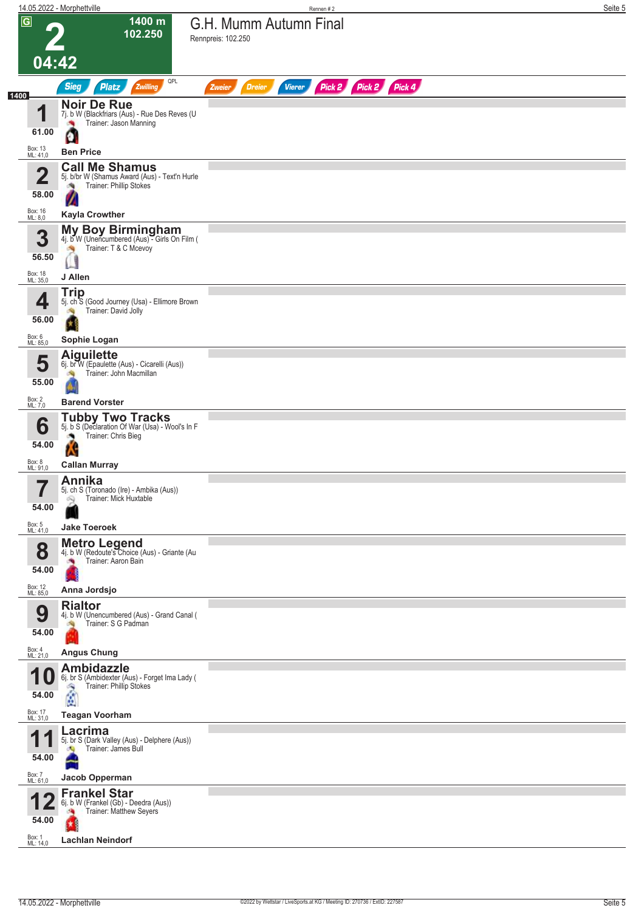# G.H. Mumm Autumn Final

Rennpreis: 102.250

**2** — 1400 m — 102.250 — 04:42

Sieg | Platz | Zwilling | QPL | Zweier | Dreier | Vierer | Pick 2 | Pick 2 | Pick 4

1400

| Nr. | Gewicht | Pferd | Abstammung | Trainer | Jockey | Box | ML |
|---|---|---|---|---|---|---|---|
| 1 | 61.00 | **Noir De Rue** | 7j. b W (Blackfriars (Aus) - Rue Des Reves (U | Jason Manning | Ben Price | 13 | 41,0 |
| 2 | 58.00 | **Call Me Shamus** | 5j. b/br W (Shamus Award (Aus) - Text'n Hurle | Phillip Stokes | Kayla Crowther | 16 | 8,0 |
| 3 | 56.50 | **My Boy Birmingham** | 4j. b W (Unencumbered (Aus) - Girls On Film ( | T & C Mcevoy | J Allen | 18 | 35,0 |
| 4 | 56.00 | **Trip** | 5j. ch S (Good Journey (Usa) - Ellimore Brown | David Jolly | Sophie Logan | 6 | 85,0 |
| 5 | 55.00 | **Aiguilette** | 6j. br W (Epaulette (Aus) - Cicarelli (Aus)) | John Macmillan | Barend Vorster | 2 | 7,0 |
| 6 | 54.00 | **Tubby Two Tracks** | 5j. b S (Declaration Of War (Usa) - Wool's In F | Chris Bieg | Callan Murray | 8 | 91,0 |
| 7 | 54.00 | **Annika** | 5j. ch S (Toronado (Ire) - Ambika (Aus)) | Mick Huxtable | Jake Toeroek | 5 | 41,0 |
| 8 | 54.00 | **Metro Legend** | 4j. b W (Redoute's Choice (Aus) - Griante (Au | Aaron Bain | Anna Jordsjo | 12 | 85,0 |
| 9 | 54.00 | **Rialtor** | 4j. b W (Unencumbered (Aus) - Grand Canal ( | S G Padman | Angus Chung | 4 | 21,0 |
| 10 | 54.00 | **Ambidazzle** | 6j. br S (Ambidexter (Aus) - Forget Ima Lady ( | Phillip Stokes | Teagan Voorham | 17 | 31,0 |
| 11 | 54.00 | **Lacrima** | 5j. br S (Dark Valley (Aus) - Delphere (Aus)) | James Bull | Jacob Opperman | 7 | 61,0 |
| 12 | 54.00 | **Frankel Star** | 6j. b W (Frankel (Gb) - Deedra (Aus)) | Matthew Seyers | Lachlan Neindorf | 1 | 14,0 |

©2022 by Wettstar / LiveSports.at KG / Meeting ID: 270736 / ExtID: 227587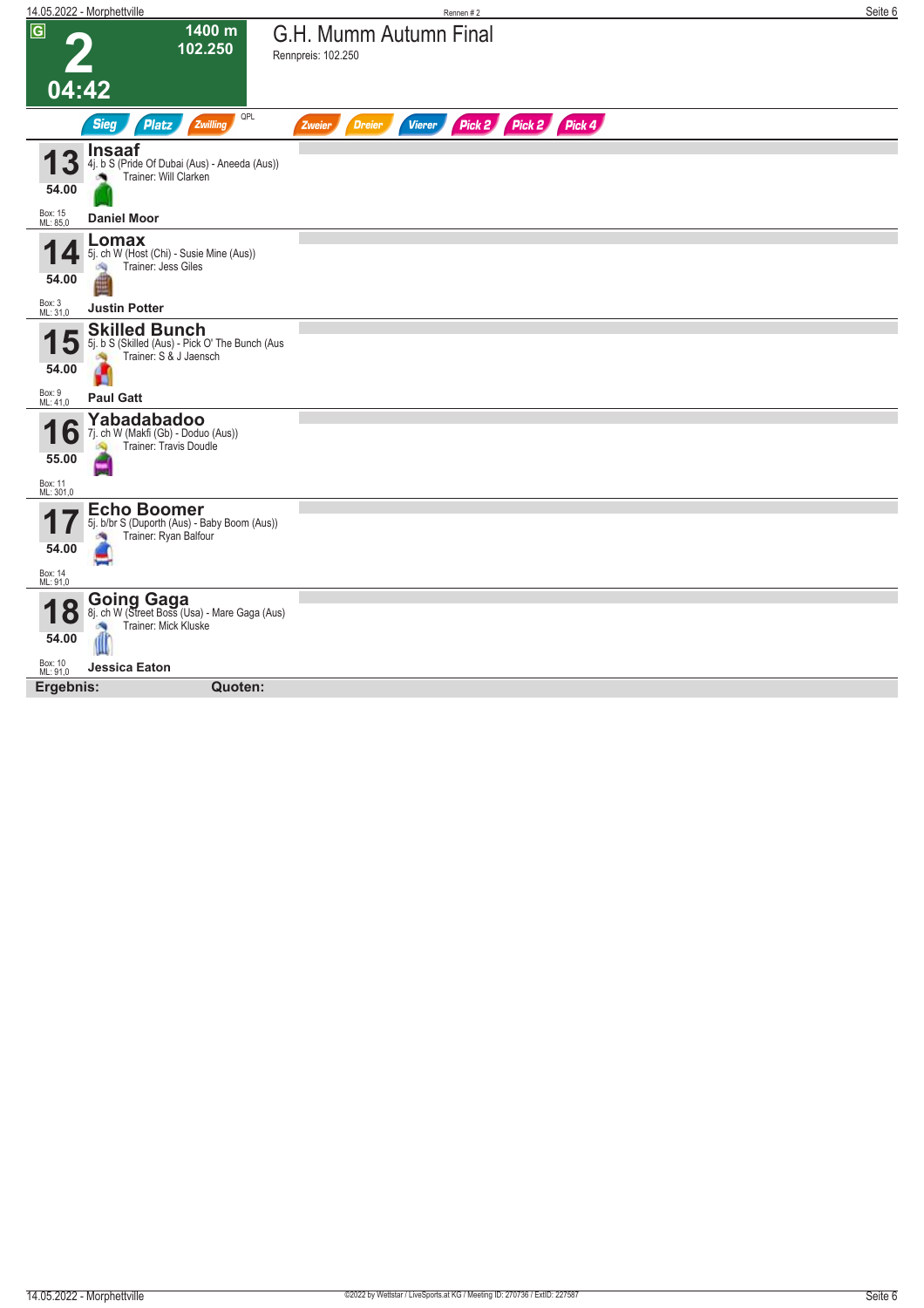**G** **2** 04:42 | 1400 m 102.250

# G.H. Mumm Autumn Final

Rennpreis: 102.250

Sieg | Platz | Zwilling | QPL | Zweier | Dreier | Vierer | Pick 2 | Pick 2 | Pick 4

**13** **Insaaf**
4j. b S (Pride Of Dubai (Aus) - Aneeda (Aus))
Trainer: Will Clarken
54.00
Box: 15
ML: 85,0
**Daniel Moor**

**14** **Lomax**
5j. ch W (Host (Chi) - Susie Mine (Aus))
Trainer: Jess Giles
54.00
Box: 3
ML: 31,0
**Justin Potter**

**15** **Skilled Bunch**
5j. b S (Skilled (Aus) - Pick O' The Bunch (Aus
Trainer: S & J Jaensch
54.00
Box: 9
ML: 41,0
**Paul Gatt**

**16** **Yabadabadoo**
7j. ch W (Makfi (Gb) - Doduo (Aus))
Trainer: Travis Doudle
55.00
Box: 11
ML: 301,0

**17** **Echo Boomer**
5j. b/br S (Duporth (Aus) - Baby Boom (Aus))
Trainer: Ryan Balfour
54.00
Box: 14
ML: 91,0

**18** **Going Gaga**
8j. ch W (Street Boss (Usa) - Mare Gaga (Aus)
Trainer: Mick Kluske
54.00
Box: 10
ML: 91,0
**Jessica Eaton**

**Ergebnis:** **Quoten:**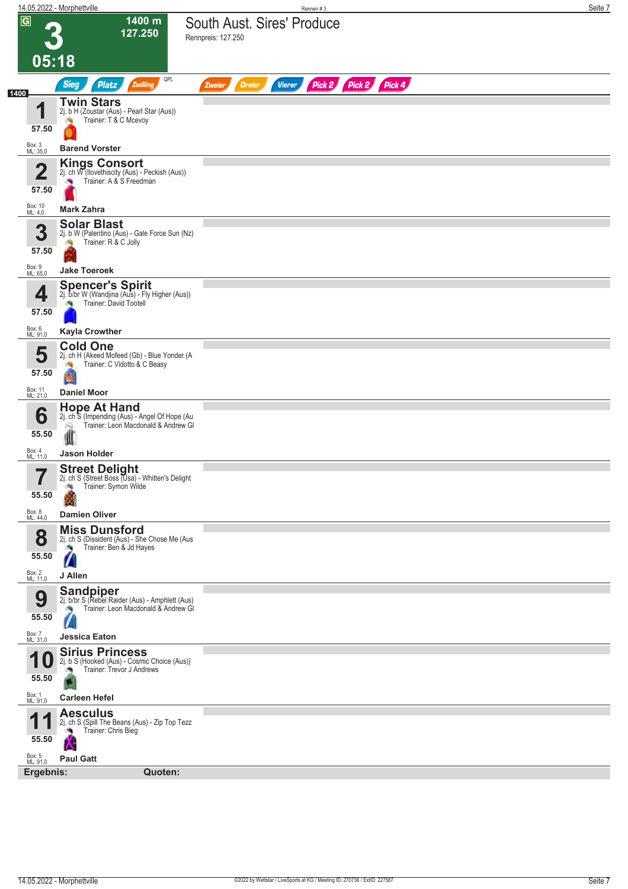# 3 — South Aust. Sires' Produce

**05:18** | 1400 m | 127.250

Rennpreis: 127.250

Sieg | Platz | Zwilling | QPL | Zweier | Dreier | Vierer | Pick 2 | Pick 2 | Pick 4

1400

| Nr. | Gewicht | Pferd | Abstammung | Trainer | Jockey | Box | ML |
|---|---|---|---|---|---|---|---|
| 1 | 57.50 | **Twin Stars** | 2j. b H (Zoustar (Aus) - Pearl Star (Aus)) | T & C Mcevoy | Barend Vorster | 3 | 35,0 |
| 2 | 57.50 | **Kings Consort** | 2j. ch W (Ilovethiscity (Aus) - Peckish (Aus)) | A & S Freedman | Mark Zahra | 10 | 4,0 |
| 3 | 57.50 | **Solar Blast** | 2j. b W (Palentino (Aus) - Gale Force Sun (Nz) | R & C Jolly | Jake Toeroek | 9 | 65,0 |
| 4 | 57.50 | **Spencer's Spirit** | 2j. b/br W (Wandjina (Aus) - Fly Higher (Aus)) | David Tootell | Kayla Crowther | 6 | 91,0 |
| 5 | 57.50 | **Cold One** | 2j. ch H (Akeed Mofeed (Gb) - Blue Yonder (A | C Vidotto & C Beasy | Daniel Moor | 11 | 21,0 |
| 6 | 55.50 | **Hope At Hand** | 2j. ch S (Impending (Aus) - Angel Of Hope (Au | Leon Macdonald & Andrew Gl | Jason Holder | 4 | 11,0 |
| 7 | 55.50 | **Street Delight** | 2j. ch S (Street Boss (Usa) - Whitten's Delight | Symon Wilde | Damien Oliver | 8 | 44,0 |
| 8 | 55.50 | **Miss Dunsford** | 2j. ch S (Dissident (Aus) - She Chose Me (Aus | Ben & Jd Hayes | J Allen | 2 | 11,0 |
| 9 | 55.50 | **Sandpiper** | 2j. b/br S (Rebel Raider (Aus) - Amphlett (Aus) | Leon Macdonald & Andrew Gl | Jessica Eaton | 7 | 31,0 |
| 10 | 55.50 | **Sirius Princess** | 2j. b S (Hooked (Aus) - Cosmic Choice (Aus)) | Trevor J Andrews | Carleen Hefel | 1 | 91,0 |
| 11 | 55.50 | **Aesculus** | 2j. ch S (Spill The Beans (Aus) - Zip Top Tezz | Chris Bieg | Paul Gatt | 5 | 91,0 |

**Ergebnis:** **Quoten:**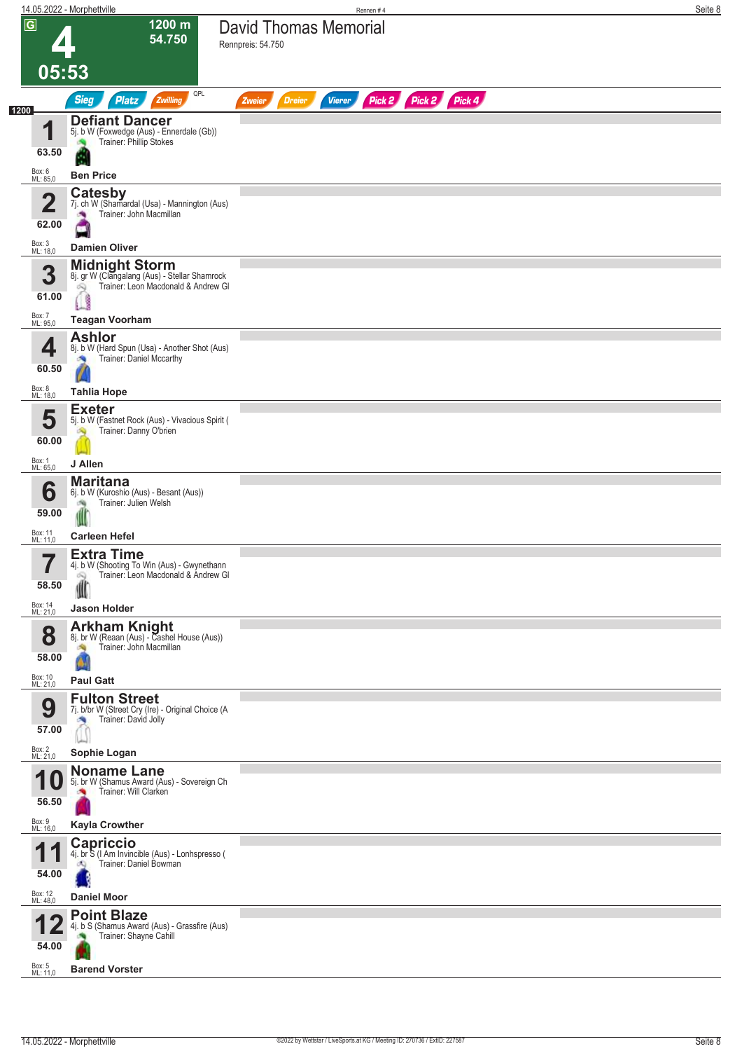# 4 — David Thomas Memorial

G | 1200 m | 54.750 | 05:53

Rennpreis: 54.750

Sieg | Platz | Zwilling | QPL | Zweier | Dreier | Vierer | Pick 2 | Pick 2 | Pick 4

1200

| Nr. | Pferd | Abstammung | Trainer | Gewicht | Box | ML | Jockey |
|---|---|---|---|---|---|---|---|
| 1 | **Defiant Dancer** | 5j. b W (Foxwedge (Aus) - Ennerdale (Gb)) | Phillip Stokes | 63.50 | 6 | 85,0 | Ben Price |
| 2 | **Catesby** | 7j. ch W (Shamardal (Usa) - Mannington (Aus) | John Macmillan | 62.00 | 3 | 18,0 | Damien Oliver |
| 3 | **Midnight Storm** | 8j. gr W (Clangalang (Aus) - Stellar Shamrock | Leon Macdonald & Andrew Gl | 61.00 | 7 | 95,0 | Teagan Voorham |
| 4 | **Ashlor** | 8j. b W (Hard Spun (Usa) - Another Shot (Aus) | Daniel Mccarthy | 60.50 | 8 | 18,0 | Tahlia Hope |
| 5 | **Exeter** | 5j. b W (Fastnet Rock (Aus) - Vivacious Spirit ( | Danny O'brien | 60.00 | 1 | 65,0 | J Allen |
| 6 | **Maritana** | 6j. b W (Kuroshio (Aus) - Besant (Aus)) | Julien Welsh | 59.00 | 11 | 11,0 | Carleen Hefel |
| 7 | **Extra Time** | 4j. b W (Shooting To Win (Aus) - Gwynethann | Leon Macdonald & Andrew Gl | 58.50 | 14 | 21,0 | Jason Holder |
| 8 | **Arkham Knight** | 8j. br W (Reaan (Aus) - Cashel House (Aus)) | John Macmillan | 58.00 | 10 | 21,0 | Paul Gatt |
| 9 | **Fulton Street** | 7j. b/br W (Street Cry (Ire) - Original Choice (A | David Jolly | 57.00 | 2 | 21,0 | Sophie Logan |
| 10 | **Noname Lane** | 5j. br W (Shamus Award (Aus) - Sovereign Ch | Will Clarken | 56.50 | 9 | 16,0 | Kayla Crowther |
| 11 | **Capriccio** | 4j. br S (I Am Invincible (Aus) - Lonhspresso ( | Daniel Bowman | 54.00 | 12 | 48,0 | Daniel Moor |
| 12 | **Point Blaze** | 4j. b S (Shamus Award (Aus) - Grassfire (Aus) | Shayne Cahill | 54.00 | 5 | 11,0 | Barend Vorster |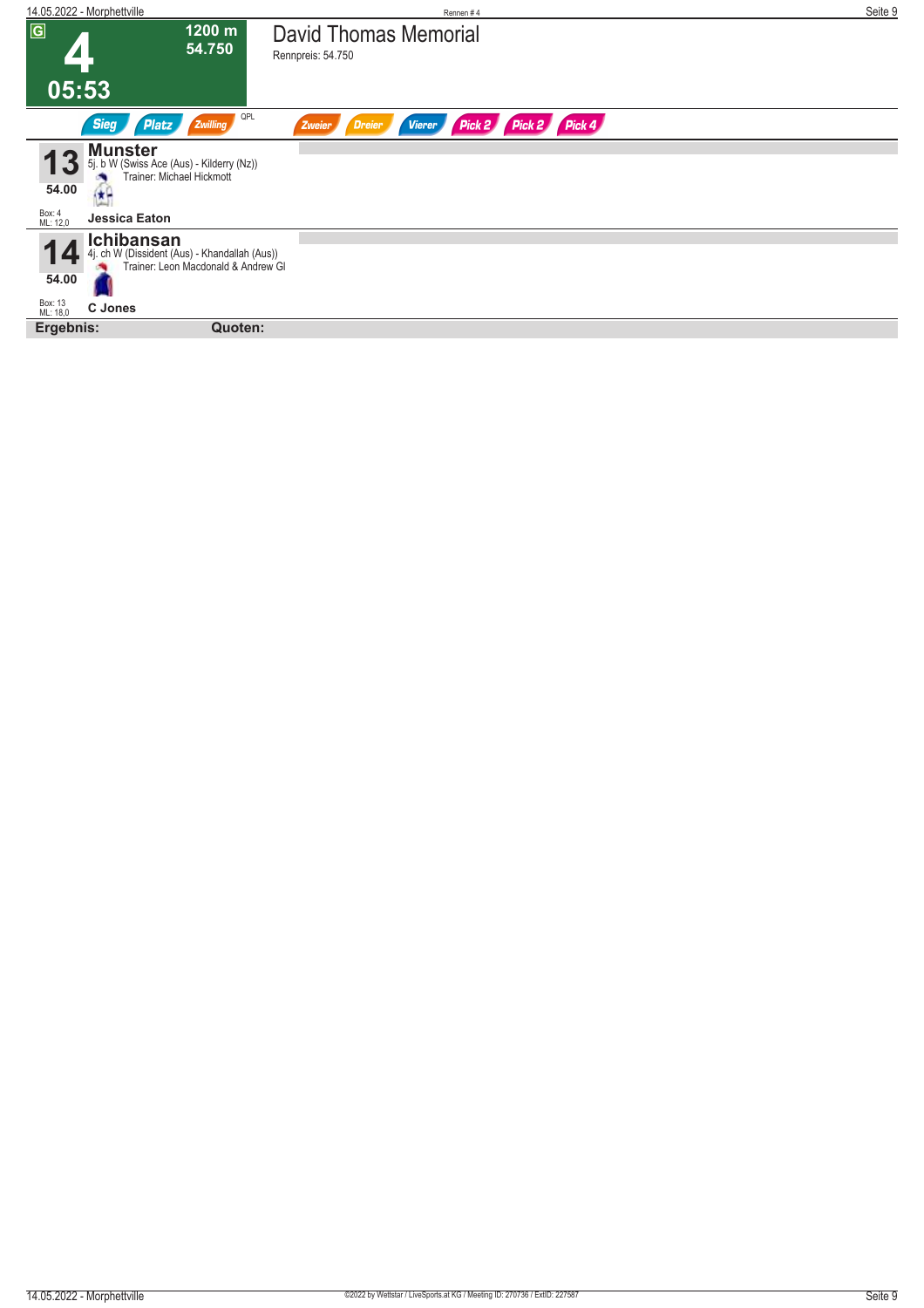# 4

**G**

**1200 m**
**54.750**

**05:53**

## David Thomas Memorial

Rennpreis: 54.750

Sieg | Platz | Zwilling | QPL | Zweier | Dreier | Vierer | Pick 2 | Pick 2 | Pick 4

---

**13**
**54.00**
Box: 4
ML: 12,0

### Munster

5j. b W (Swiss Ace (Aus) - Kilderry (Nz))
Trainer: Michael Hickmott

**Jessica Eaton**

---

**14**
**54.00**
Box: 13
ML: 18,0

### Ichibansan

4j. ch W (Dissident (Aus) - Khandallah (Aus))
Trainer: Leon Macdonald & Andrew Gl

**C Jones**

---

**Ergebnis:** **Quoten:**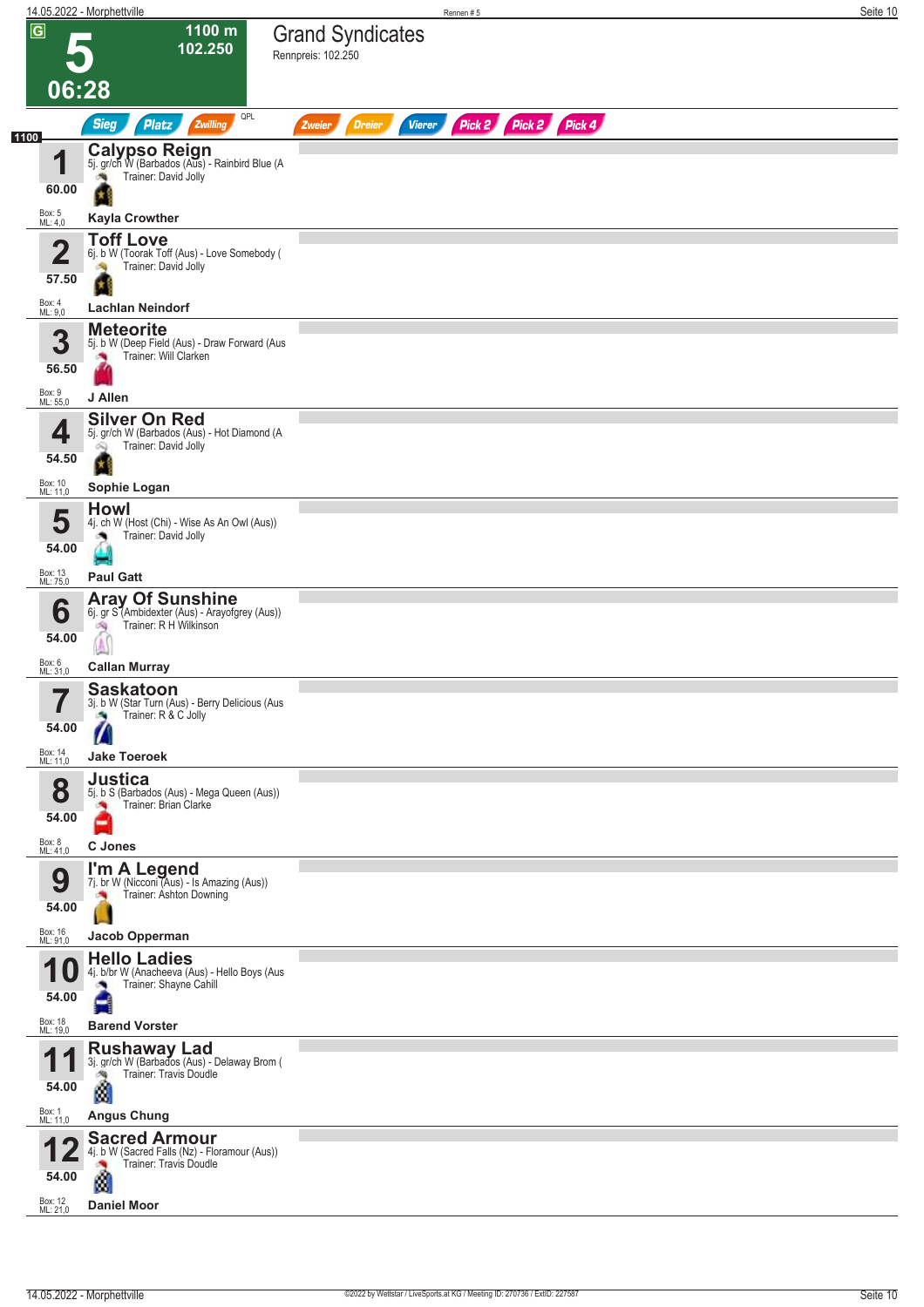# 5 — 06:28

**1100 m — 102.250**

## Grand Syndicates

Rennpreis: 102.250

Sieg | Platz | Zwilling | QPL | Zweier | Dreier | Vierer | Pick 2 | Pick 2 | Pick 4

**1100**

| Nr. | Pferd | Details | Gewicht | Box / ML | Reiter |
|---|---|---|---|---|---|
| 1 | **Calypso Reign** | 5j. gr/ch W (Barbados (Aus) - Rainbird Blue (A. Trainer: David Jolly | 60.00 | Box: 5, ML: 4,0 | Kayla Crowther |
| 2 | **Toff Love** | 6j. b W (Toorak Toff (Aus) - Love Somebody (. Trainer: David Jolly | 57.50 | Box: 4, ML: 9,0 | Lachlan Neindorf |
| 3 | **Meteorite** | 5j. b W (Deep Field (Aus) - Draw Forward (Aus. Trainer: Will Clarken | 56.50 | Box: 9, ML: 55,0 | J Allen |
| 4 | **Silver On Red** | 5j. gr/ch W (Barbados (Aus) - Hot Diamond (A. Trainer: David Jolly | 54.50 | Box: 10, ML: 11,0 | Sophie Logan |
| 5 | **Howl** | 4j. ch W (Host (Chi) - Wise As An Owl (Aus)). Trainer: David Jolly | 54.00 | Box: 13, ML: 75,0 | Paul Gatt |
| 6 | **Aray Of Sunshine** | 6j. gr S (Ambidexter (Aus) - Arayofgrey (Aus)). Trainer: R H Wilkinson | 54.00 | Box: 6, ML: 31,0 | Callan Murray |
| 7 | **Saskatoon** | 3j. b W (Star Turn (Aus) - Berry Delicious (Aus. Trainer: R & C Jolly | 54.00 | Box: 14, ML: 11,0 | Jake Toeroek |
| 8 | **Justica** | 5j. b S (Barbados (Aus) - Mega Queen (Aus)). Trainer: Brian Clarke | 54.00 | Box: 8, ML: 41,0 | C Jones |
| 9 | **I'm A Legend** | 7j. br W (Nicconi (Aus) - Is Amazing (Aus)). Trainer: Ashton Downing | 54.00 | Box: 16, ML: 91,0 | Jacob Opperman |
| 10 | **Hello Ladies** | 4j. b/br W (Anacheeva (Aus) - Hello Boys (Aus. Trainer: Shayne Cahill | 54.00 | Box: 18, ML: 19,0 | Barend Vorster |
| 11 | **Rushaway Lad** | 3j. gr/ch W (Barbados (Aus) - Delaway Brom (. Trainer: Travis Doudle | 54.00 | Box: 1, ML: 11,0 | Angus Chung |
| 12 | **Sacred Armour** | 4j. b W (Sacred Falls (Nz) - Floramour (Aus)). Trainer: Travis Doudle | 54.00 | Box: 12, ML: 21,0 | Daniel Moor |

©2022 by Wettstar / LiveSports.at KG / Meeting ID: 270736 / ExtID: 227587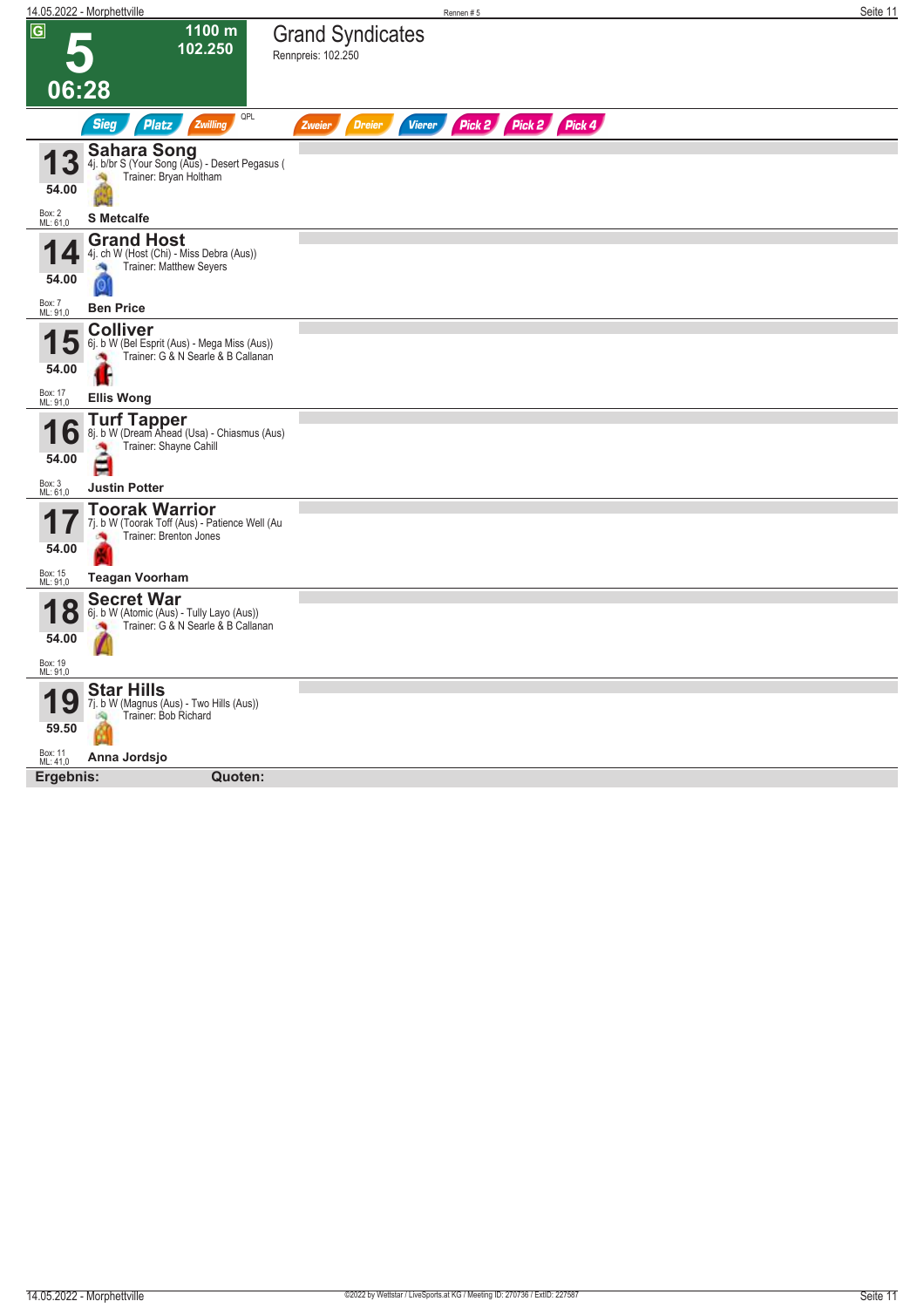**G**

# 5

**06:28**

**1100 m**
**102.250**

## Grand Syndicates

Rennpreis: 102.250

Sieg | Platz | Zwilling | QPL | Zweier | Dreier | Vierer | Pick 2 | Pick 2 | Pick 4

---

### 13 Sahara Song

4j. b/br S (Your Song (Aus) - Desert Pegasus (
Trainer: Bryan Holtham

54.00

Box: 2
ML: 61,0

**S Metcalfe**

---

### 14 Grand Host

4j. ch W (Host (Chi) - Miss Debra (Aus))
Trainer: Matthew Seyers

54.00

Box: 7
ML: 91,0

**Ben Price**

---

### 15 Colliver

6j. b W (Bel Esprit (Aus) - Mega Miss (Aus))
Trainer: G & N Searle & B Callanan

54.00

Box: 17
ML: 91,0

**Ellis Wong**

---

### 16 Turf Tapper

8j. b W (Dream Ahead (Usa) - Chiasmus (Aus)
Trainer: Shayne Cahill

54.00

Box: 3
ML: 61,0

**Justin Potter**

---

### 17 Toorak Warrior

7j. b W (Toorak Toff (Aus) - Patience Well (Au
Trainer: Brenton Jones

54.00

Box: 15
ML: 91,0

**Teagan Voorham**

---

### 18 Secret War

6j. b W (Atomic (Aus) - Tully Layo (Aus))
Trainer: G & N Searle & B Callanan

54.00

Box: 19
ML: 91,0

---

### 19 Star Hills

7j. b W (Magnus (Aus) - Two Hills (Aus))
Trainer: Bob Richard

59.50

Box: 11
ML: 41,0

**Anna Jordsjo**

---

**Ergebnis:** **Quoten:**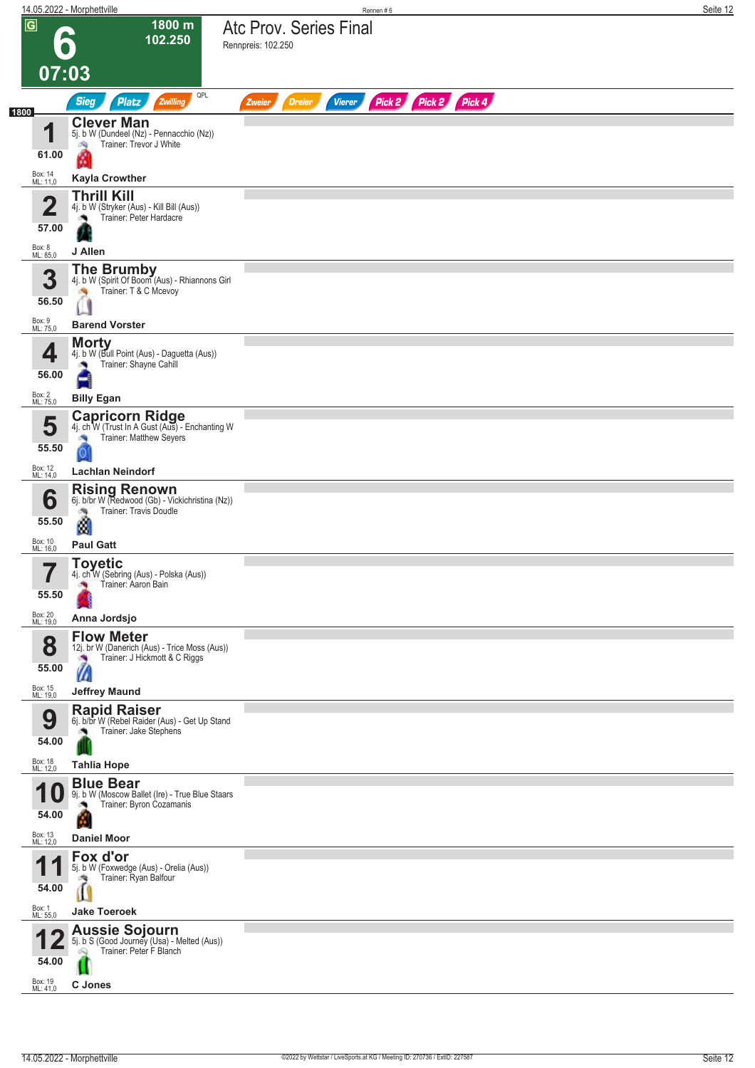# 6 — Atc Prov. Series Final

G

**1800 m**
**102.250**

**07:03**

Rennpreis: 102.250

Sieg | Platz | Zwilling | QPL | Zweier | Dreier | Vierer | Pick 2 | Pick 2 | Pick 4

**1800**

| Nr. | Gewicht | Pferd | Box | ML |
|---|---|---|---|---|
| 1 | 61.00 | **Clever Man** — 5j. b W (Dundeel (Nz) - Pennacchio (Nz)) — Trainer: Trevor J White — **Kayla Crowther** | 14 | 11,0 |
| 2 | 57.00 | **Thrill Kill** — 4j. b W (Stryker (Aus) - Kill Bill (Aus)) — Trainer: Peter Hardacre — **J Allen** | 8 | 85,0 |
| 3 | 56.50 | **The Brumby** — 4j. b W (Spirit Of Boom (Aus) - Rhiannons Girl — Trainer: T & C Mcevoy — **Barend Vorster** | 9 | 75,0 |
| 4 | 56.00 | **Morty** — 4j. b W (Bull Point (Aus) - Daguetta (Aus)) — Trainer: Shayne Cahill — **Billy Egan** | 2 | 75,0 |
| 5 | 55.50 | **Capricorn Ridge** — 4j. ch W (Trust In A Gust (Aus) - Enchanting W — Trainer: Matthew Seyers — **Lachlan Neindorf** | 12 | 14,0 |
| 6 | 55.50 | **Rising Renown** — 6j. b/br W (Redwood (Gb) - Vickichristina (Nz)) — Trainer: Travis Doudle — **Paul Gatt** | 10 | 16,0 |
| 7 | 55.50 | **Toyetic** — 4j. ch W (Sebring (Aus) - Polska (Aus)) — Trainer: Aaron Bain — **Anna Jordsjo** | 20 | 19,0 |
| 8 | 55.00 | **Flow Meter** — 12j. br W (Danerich (Aus) - Trice Moss (Aus)) — Trainer: J Hickmott & C Riggs — **Jeffrey Maund** | 15 | 19,0 |
| 9 | 54.00 | **Rapid Raiser** — 6j. b/br W (Rebel Raider (Aus) - Get Up Stand — Trainer: Jake Stephens — **Tahlia Hope** | 18 | 12,0 |
| 10 | 54.00 | **Blue Bear** — 9j. b W (Moscow Ballet (Ire) - True Blue Staars — Trainer: Byron Cozamanis — **Daniel Moor** | 13 | 12,0 |
| 11 | 54.00 | **Fox d'or** — 5j. b W (Foxwedge (Aus) - Orelia (Aus)) — Trainer: Ryan Balfour — **Jake Toeroek** | 1 | 55,0 |
| 12 | 54.00 | **Aussie Sojourn** — 5j. b S (Good Journey (Usa) - Melted (Aus)) — Trainer: Peter F Blanch — **C Jones** | 19 | 41,0 |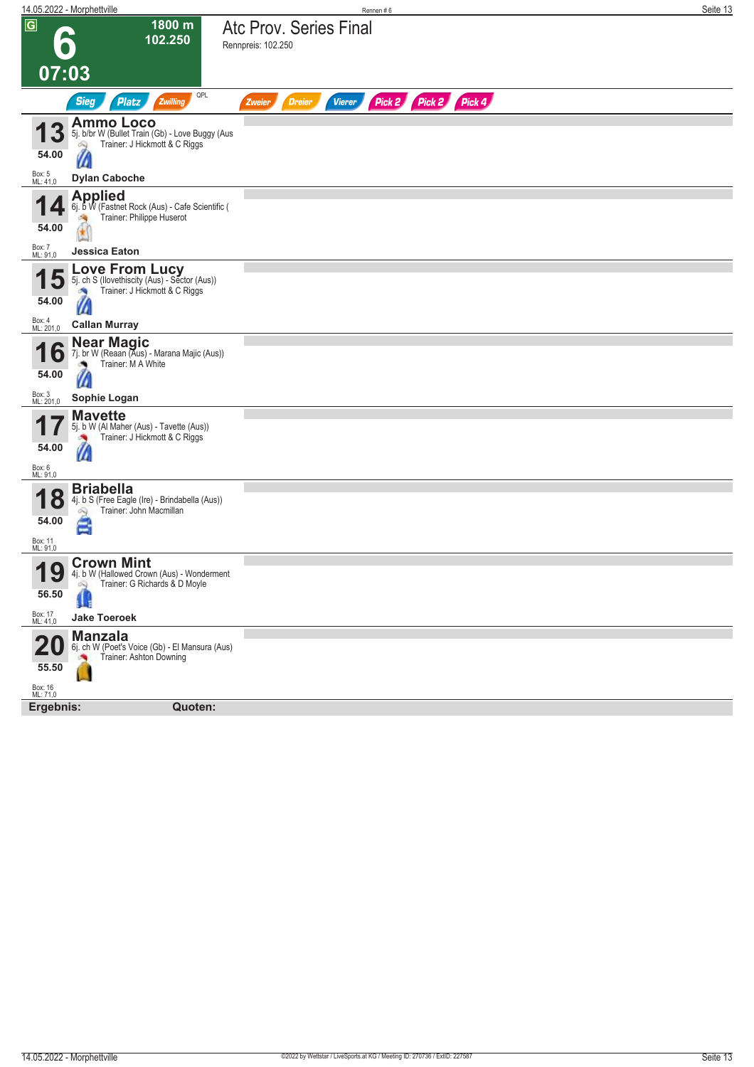# 6 — 07:03

**G**

**1800 m**
**102.250**

## Atc Prov. Series Final

Rennpreis: 102.250

Sieg | Platz | Zwilling | QPL | Zweier | Dreier | Vierer | Pick 2 | Pick 2 | Pick 4

---

**13** — **Ammo Loco**
5j. b/br W (Bullet Train (Gb) - Love Buggy (Aus
Trainer: J Hickmott & C Riggs
54.00
Box: 5
ML: 41,0
**Dylan Caboche**

---

**14** — **Applied**
6j. b W (Fastnet Rock (Aus) - Cafe Scientific (
Trainer: Philippe Huserot
54.00
Box: 7
ML: 91,0
**Jessica Eaton**

---

**15** — **Love From Lucy**
5j. ch S (Ilovethiscity (Aus) - Sector (Aus))
Trainer: J Hickmott & C Riggs
54.00
Box: 4
ML: 201,0
**Callan Murray**

---

**16** — **Near Magic**
7j. br W (Reaan (Aus) - Marana Majic (Aus))
Trainer: M A White
54.00
Box: 3
ML: 201,0
**Sophie Logan**

---

**17** — **Mavette**
5j. b W (Al Maher (Aus) - Tavette (Aus))
Trainer: J Hickmott & C Riggs
54.00
Box: 6
ML: 91,0

---

**18** — **Briabella**
4j. b S (Free Eagle (Ire) - Brindabella (Aus))
Trainer: John Macmillan
54.00
Box: 11
ML: 91,0

---

**19** — **Crown Mint**
4j. b W (Hallowed Crown (Aus) - Wonderment
Trainer: G Richards & D Moyle
56.50
Box: 17
ML: 41,0
**Jake Toeroek**

---

**20** — **Manzala**
6j. ch W (Poet's Voice (Gb) - El Mansura (Aus)
Trainer: Ashton Downing
55.50
Box: 16
ML: 71,0

---

**Ergebnis:** **Quoten:**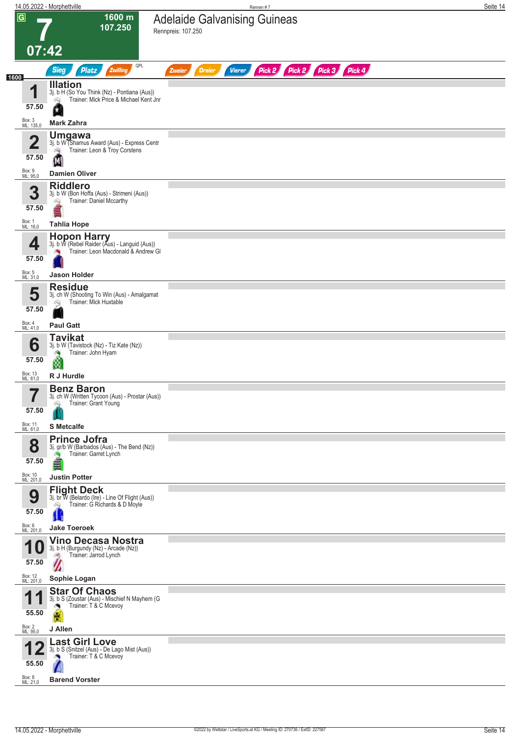# 7 — Adelaide Galvanising Guineas

**G** | 1600 m | 107.250 | 07:42

Rennpreis: 107.250

Sieg | Platz | Zwilling | QPL | Zweier | Dreier | Vierer | Pick 2 | Pick 2 | Pick 3 | Pick 4

1600

| Nr. | Gewicht | Box / ML | Pferd | Abstammung | Trainer | Jockey |
|---|---|---|---|---|---|---|
| 1 | 57.50 | Box: 3, ML: 135,0 | **Illation** | 3j. b H (So You Think (Nz) - Pontiana (Aus)) | Trainer: Mick Price & Michael Kent Jnr | Mark Zahra |
| 2 | 57.50 | Box: 9, ML: 95,0 | **Umgawa** | 3j. b W (Shamus Award (Aus) - Express Centr | Trainer: Leon & Troy Corstens | Damien Oliver |
| 3 | 57.50 | Box: 1, ML: 16,0 | **Riddlero** | 3j. b W (Bon Hoffa (Aus) - Strimeni (Aus)) | Trainer: Daniel Mccarthy | Tahlia Hope |
| 4 | 57.50 | Box: 5, ML: 31,0 | **Hopon Harry** | 3j. b W (Rebel Raider (Aus) - Languid (Aus)) | Trainer: Leon Macdonald & Andrew Gl | Jason Holder |
| 5 | 57.50 | Box: 4, ML: 41,0 | **Residue** | 3j. ch W (Shooting To Win (Aus) - Amalgamat | Trainer: Mick Huxtable | Paul Gatt |
| 6 | 57.50 | Box: 13, ML: 61,0 | **Tavikat** | 3j. b W (Tavistock (Nz) - Tiz Kate (Nz)) | Trainer: John Hyam | R J Hurdle |
| 7 | 57.50 | Box: 11, ML: 61,0 | **Benz Baron** | 3j. ch W (Written Tycoon (Aus) - Prostar (Aus)) | Trainer: Grant Young | S Metcalfe |
| 8 | 57.50 | Box: 10, ML: 201,0 | **Prince Jofra** | 3j. gr/b W (Barbados (Aus) - The Bend (Nz)) | Trainer: Garret Lynch | Justin Potter |
| 9 | 57.50 | Box: 6, ML: 201,0 | **Flight Deck** | 3j. br W (Belardo (Ire) - Line Of Flight (Aus)) | Trainer: G Richards & D Moyle | Jake Toeroek |
| 10 | 57.50 | Box: 12, ML: 201,0 | **Vino Decasa Nostra** | 3j. b H (Burgundy (Nz) - Arcade (Nz)) | Trainer: Jarrod Lynch | Sophie Logan |
| 11 | 55.50 | Box: 2, ML: 95,0 | **Star Of Chaos** | 3j. b S (Zoustar (Aus) - Mischief N Mayhem (G | Trainer: T & C Mcevoy | J Allen |
| 12 | 55.50 | Box: 8, ML: 21,0 | **Last Girl Love** | 3j. b S (Snitzel (Aus) - De Lago Mist (Aus)) | Trainer: T & C Mcevoy | Barend Vorster |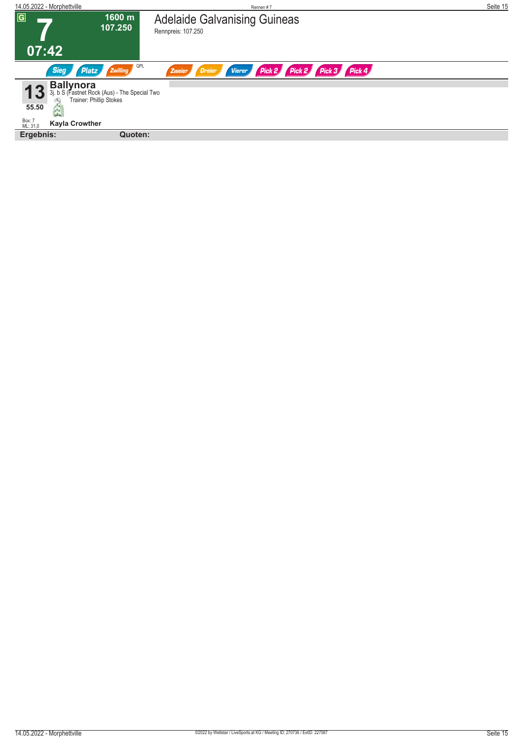G

# 7

1600 m
107.250

07:42

## Adelaide Galvanising Guineas

Rennpreis: 107.250

Sieg | Platz | Zwilling | QPL | Zweier | Dreier | Vierer | Pick 2 | Pick 2 | Pick 3 | Pick 4

**13**
**55.50**

**Ballynora**
3j. b S (Fastnet Rock (Aus) - The Special Two
Trainer: Phillip Stokes

Box: 7
ML: 31,0

**Kayla Crowther**

**Ergebnis:** **Quoten:**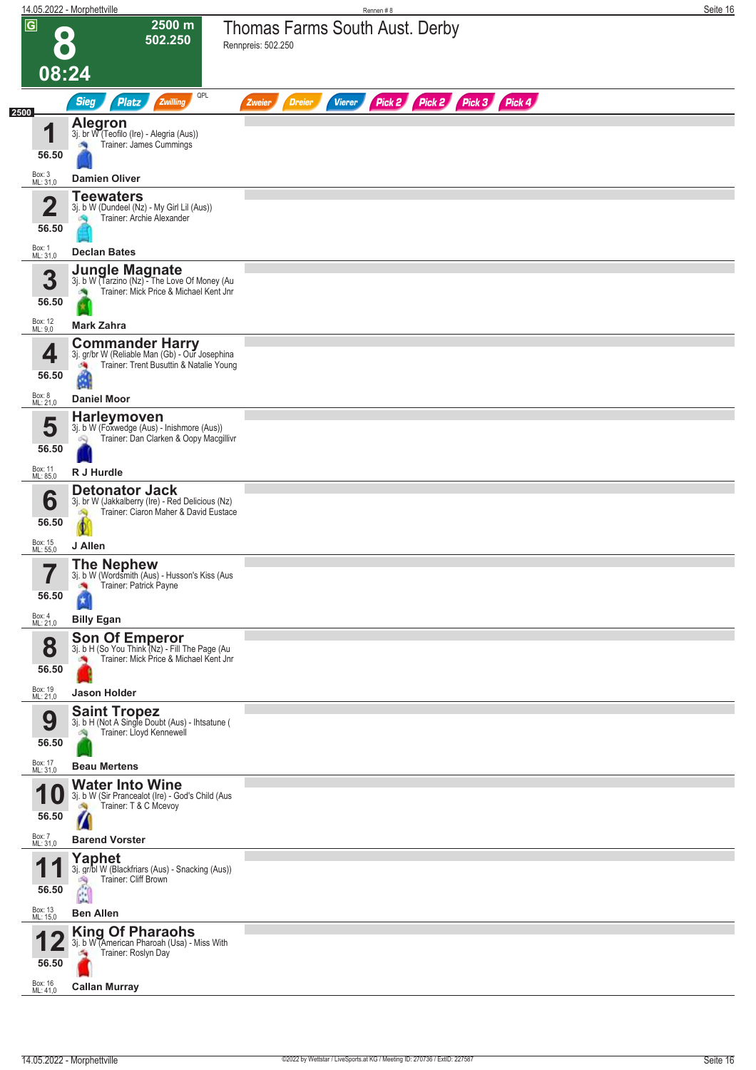# 8 — 08:24

**2500 m**
**502.250**

## Thomas Farms South Aust. Derby

Rennpreis: 502.250

Sieg | Platz | Zwilling | QPL | Zweier | Dreier | Vierer | Pick 2 | Pick 2 | Pick 3 | Pick 4

2500

| Nr. | Gewicht | Pferd | Details | Jockey | Box | ML |
|---|---|---|---|---|---|---|
| 1 | 56.50 | **Alegron** | 3j. br W (Teofilo (Ire) - Alegria (Aus)) Trainer: James Cummings | Damien Oliver | 3 | 31,0 |
| 2 | 56.50 | **Teewaters** | 3j. b W (Dundeel (Nz) - My Girl Lil (Aus)) Trainer: Archie Alexander | Declan Bates | 1 | 31,0 |
| 3 | 56.50 | **Jungle Magnate** | 3j. b W (Tarzino (Nz) - The Love Of Money (Au Trainer: Mick Price & Michael Kent Jnr | Mark Zahra | 12 | 9,0 |
| 4 | 56.50 | **Commander Harry** | 3j. gr/br W (Reliable Man (Gb) - Our Josephina Trainer: Trent Busuttin & Natalie Young | Daniel Moor | 8 | 21,0 |
| 5 | 56.50 | **Harleymoven** | 3j. b W (Foxwedge (Aus) - Inishmore (Aus)) Trainer: Dan Clarken & Oopy Macgillivr | R J Hurdle | 11 | 85,0 |
| 6 | 56.50 | **Detonator Jack** | 3j. br W (Jakkalberry (Ire) - Red Delicious (Nz) Trainer: Ciaron Maher & David Eustace | J Allen | 15 | 55,0 |
| 7 | 56.50 | **The Nephew** | 3j. b W (Wordsmith (Aus) - Husson's Kiss (Aus Trainer: Patrick Payne | Billy Egan | 4 | 21,0 |
| 8 | 56.50 | **Son Of Emperor** | 3j. b H (So You Think (Nz) - Fill The Page (Au Trainer: Mick Price & Michael Kent Jnr | Jason Holder | 19 | 21,0 |
| 9 | 56.50 | **Saint Tropez** | 3j. b H (Not A Single Doubt (Aus) - Ihtsatune ( Trainer: Lloyd Kennewell | Beau Mertens | 17 | 31,0 |
| 10 | 56.50 | **Water Into Wine** | 3j. b W (Sir Prancealot (Ire) - God's Child (Aus Trainer: T & C Mcevoy | Barend Vorster | 7 | 31,0 |
| 11 | 56.50 | **Yaphet** | 3j. gr/bl W (Blackfriars (Aus) - Snacking (Aus)) Trainer: Cliff Brown | Ben Allen | 13 | 15,0 |
| 12 | 56.50 | **King Of Pharaohs** | 3j. b W (American Pharoah (Usa) - Miss With Trainer: Roslyn Day | Callan Murray | 16 | 41,0 |

©2022 by Wettstar / LiveSports.at KG / Meeting ID: 270736 / ExtID: 227587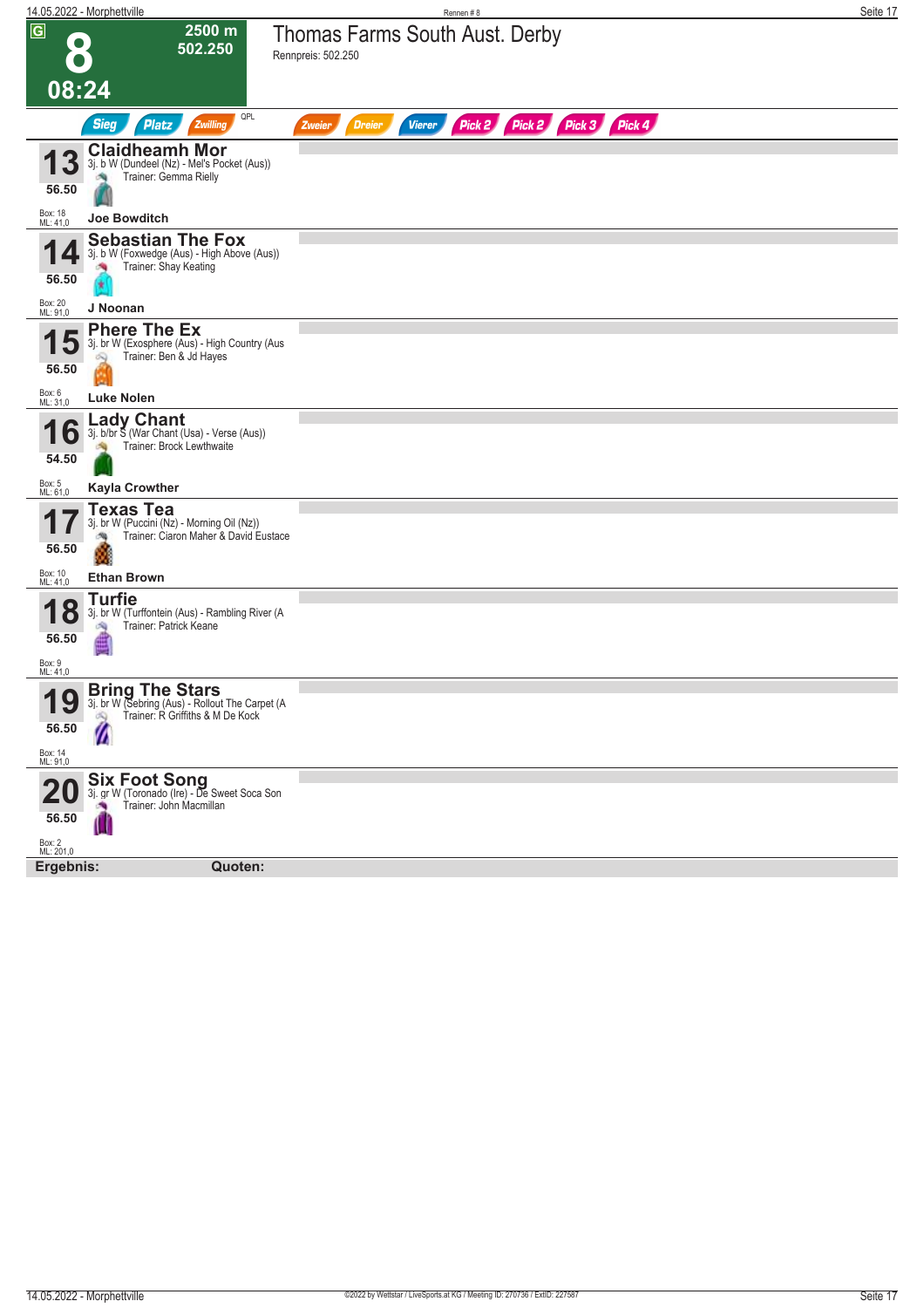# 8

**2500 m**
**502.250**

**08:24**

## Thomas Farms South Aust. Derby

Rennpreis: 502.250

Sieg | Platz | Zwilling | QPL | Zweier | Dreier | Vierer | Pick 2 | Pick 2 | Pick 3 | Pick 4

---

**13** **Claidheamh Mor**
3j. b W (Dundeel (Nz) - Mel's Pocket (Aus))
Trainer: Gemma Rielly
**56.50**
Box: 18
ML: 41,0
**Joe Bowditch**

---

**14** **Sebastian The Fox**
3j. b W (Foxwedge (Aus) - High Above (Aus))
Trainer: Shay Keating
**56.50**
Box: 20
ML: 91,0
**J Noonan**

---

**15** **Phere The Ex**
3j. br W (Exosphere (Aus) - High Country (Aus
Trainer: Ben & Jd Hayes
**56.50**
Box: 6
ML: 31,0
**Luke Nolen**

---

**16** **Lady Chant**
3j. b/br S (War Chant (Usa) - Verse (Aus))
Trainer: Brock Lewthwaite
**54.50**
Box: 5
ML: 61,0
**Kayla Crowther**

---

**17** **Texas Tea**
3j. br W (Puccini (Nz) - Morning Oil (Nz))
Trainer: Ciaron Maher & David Eustace
**56.50**
Box: 10
ML: 41,0
**Ethan Brown**

---

**18** **Turfie**
3j. br W (Turffontein (Aus) - Rambling River (A
Trainer: Patrick Keane
**56.50**
Box: 9
ML: 41,0

---

**19** **Bring The Stars**
3j. br W (Sebring (Aus) - Rollout The Carpet (A
Trainer: R Griffiths & M De Kock
**56.50**
Box: 14
ML: 91,0

---

**20** **Six Foot Song**
3j. gr W (Toronado (Ire) - De Sweet Soca Son
Trainer: John Macmillan
**56.50**
Box: 2
ML: 201,0

---

**Ergebnis:** **Quoten:**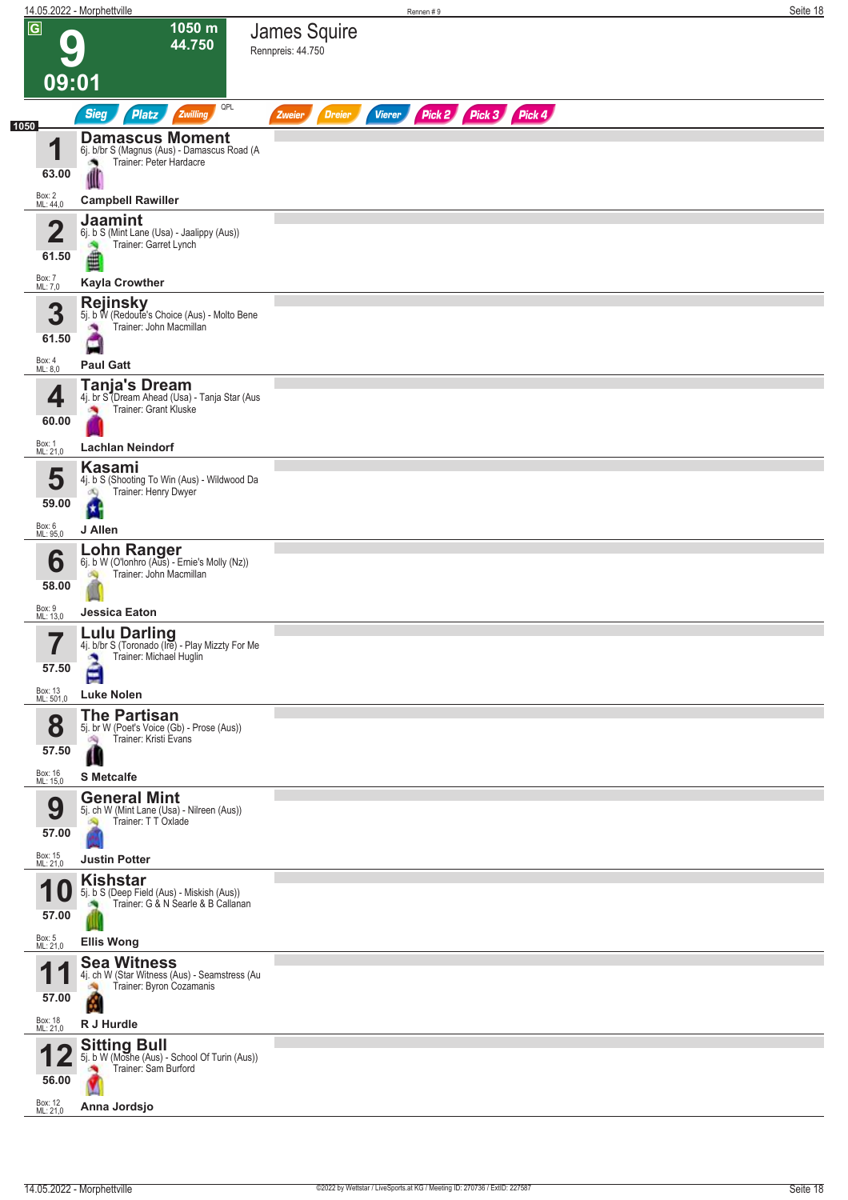# 9 — James Squire

**G** | 1050 m | 44.750 | 09:01

Rennpreis: 44.750

Sieg | Platz | Zwilling | QPL | Zweier | Dreier | Vierer | Pick 2 | Pick 3 | Pick 4

**1050**

| Nr. | Gewicht | Pferd | Abstammung | Trainer | Jockey | Box | ML |
|---|---|---|---|---|---|---|---|
| 1 | 63.00 | **Damascus Moment** | 6j. b/br S (Magnus (Aus) - Damascus Road (A | Peter Hardacre | **Campbell Rawiller** | 2 | 44,0 |
| 2 | 61.50 | **Jaamint** | 6j. b S (Mint Lane (Usa) - Jaalippy (Aus)) | Garret Lynch | **Kayla Crowther** | 7 | 7,0 |
| 3 | 61.50 | **Rejinsky** | 5j. b W (Redoute's Choice (Aus) - Molto Bene | John Macmillan | **Paul Gatt** | 4 | 8,0 |
| 4 | 60.00 | **Tanja's Dream** | 4j. br S (Dream Ahead (Usa) - Tanja Star (Aus | Grant Kluske | **Lachlan Neindorf** | 1 | 21,0 |
| 5 | 59.00 | **Kasami** | 4j. b S (Shooting To Win (Aus) - Wildwood Da | Henry Dwyer | **J Allen** | 6 | 95,0 |
| 6 | 58.00 | **Lohn Ranger** | 6j. b W (O'lonhro (Aus) - Ernie's Molly (Nz)) | John Macmillan | **Jessica Eaton** | 9 | 13,0 |
| 7 | 57.50 | **Lulu Darling** | 4j. b/br S (Toronado (Ire) - Play Mizzty For Me | Michael Huglin | **Luke Nolen** | 13 | 501,0 |
| 8 | 57.50 | **The Partisan** | 5j. br W (Poet's Voice (Gb) - Prose (Aus)) | Kristi Evans | **S Metcalfe** | 16 | 15,0 |
| 9 | 57.00 | **General Mint** | 5j. ch W (Mint Lane (Usa) - Nilreen (Aus)) | T T Oxlade | **Justin Potter** | 15 | 21,0 |
| 10 | 57.00 | **Kishstar** | 5j. b S (Deep Field (Aus) - Miskish (Aus)) | G & N Searle & B Callanan | **Ellis Wong** | 5 | 21,0 |
| 11 | 57.00 | **Sea Witness** | 4j. ch W (Star Witness (Aus) - Seamstress (Au | Byron Cozamanis | **R J Hurdle** | 18 | 21,0 |
| 12 | 56.00 | **Sitting Bull** | 5j. b W (Moshe (Aus) - School Of Turin (Aus)) | Sam Burford | **Anna Jordsjo** | 12 | 21,0 |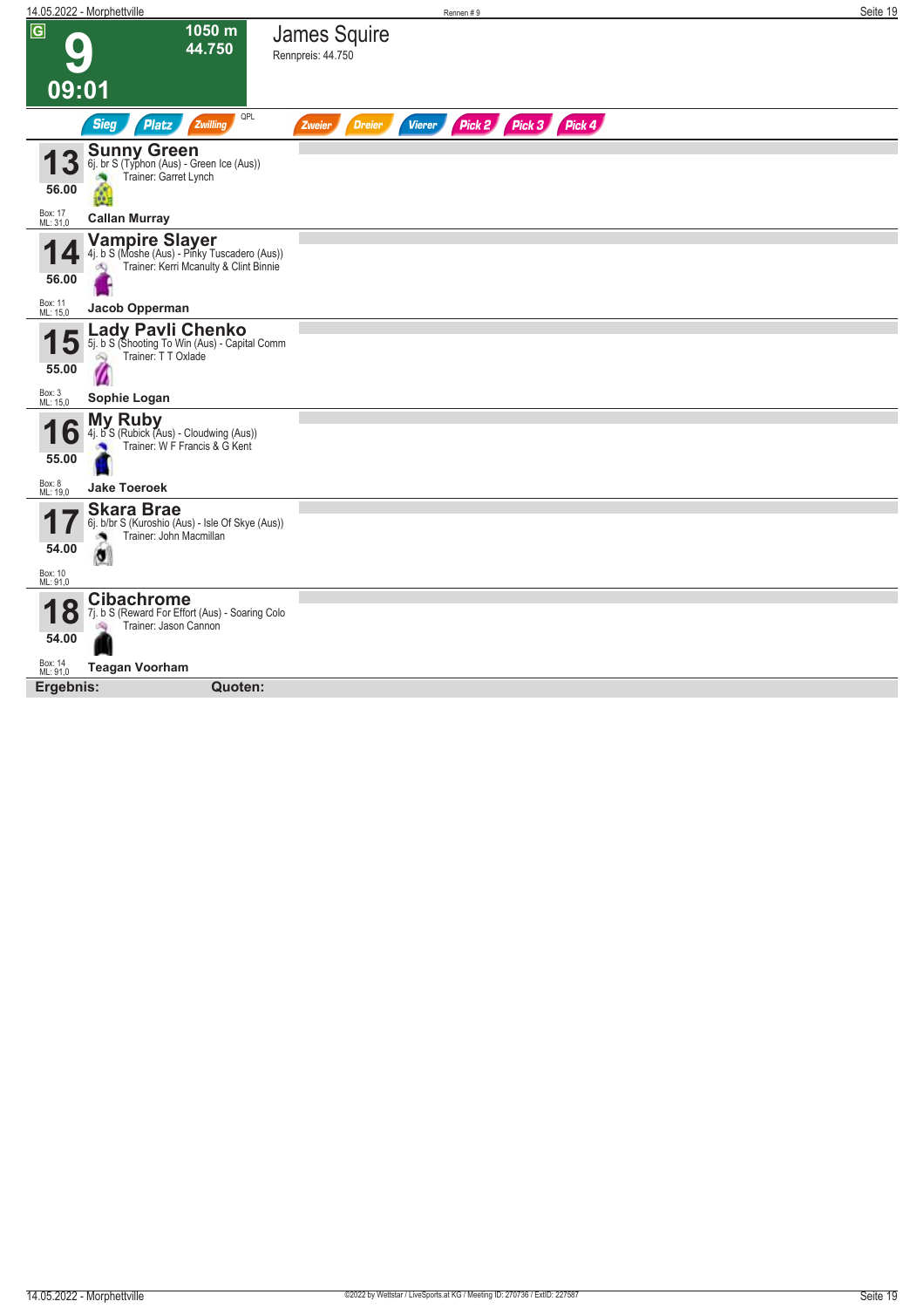G **9** 1050 m 44.750 09:01

# James Squire

Rennpreis: 44.750

Sieg | Platz | Zwilling | QPL | Zweier | Dreier | Vierer | Pick 2 | Pick 3 | Pick 4

**13** **Sunny Green**
6j. br S (Typhon (Aus) - Green Ice (Aus))
Trainer: Garret Lynch
56.00
Box: 17
ML: 31,0
**Callan Murray**

**14** **Vampire Slayer**
4j. b S (Moshe (Aus) - Pinky Tuscadero (Aus))
Trainer: Kerri Mcanulty & Clint Binnie
56.00
Box: 11
ML: 15,0
**Jacob Opperman**

**15** **Lady Pavli Chenko**
5j. b S (Shooting To Win (Aus) - Capital Comm
Trainer: T T Oxlade
55.00
Box: 3
ML: 15,0
**Sophie Logan**

**16** **My Ruby**
4j. b S (Rubick (Aus) - Cloudwing (Aus))
Trainer: W F Francis & G Kent
55.00
Box: 8
ML: 19,0
**Jake Toeroek**

**17** **Skara Brae**
6j. b/br S (Kuroshio (Aus) - Isle Of Skye (Aus))
Trainer: John Macmillan
54.00
Box: 10
ML: 91,0

**18** **Cibachrome**
7j. b S (Reward For Effort (Aus) - Soaring Colo
Trainer: Jason Cannon
54.00
Box: 14
ML: 91,0
**Teagan Voorham**

**Ergebnis:** **Quoten:**